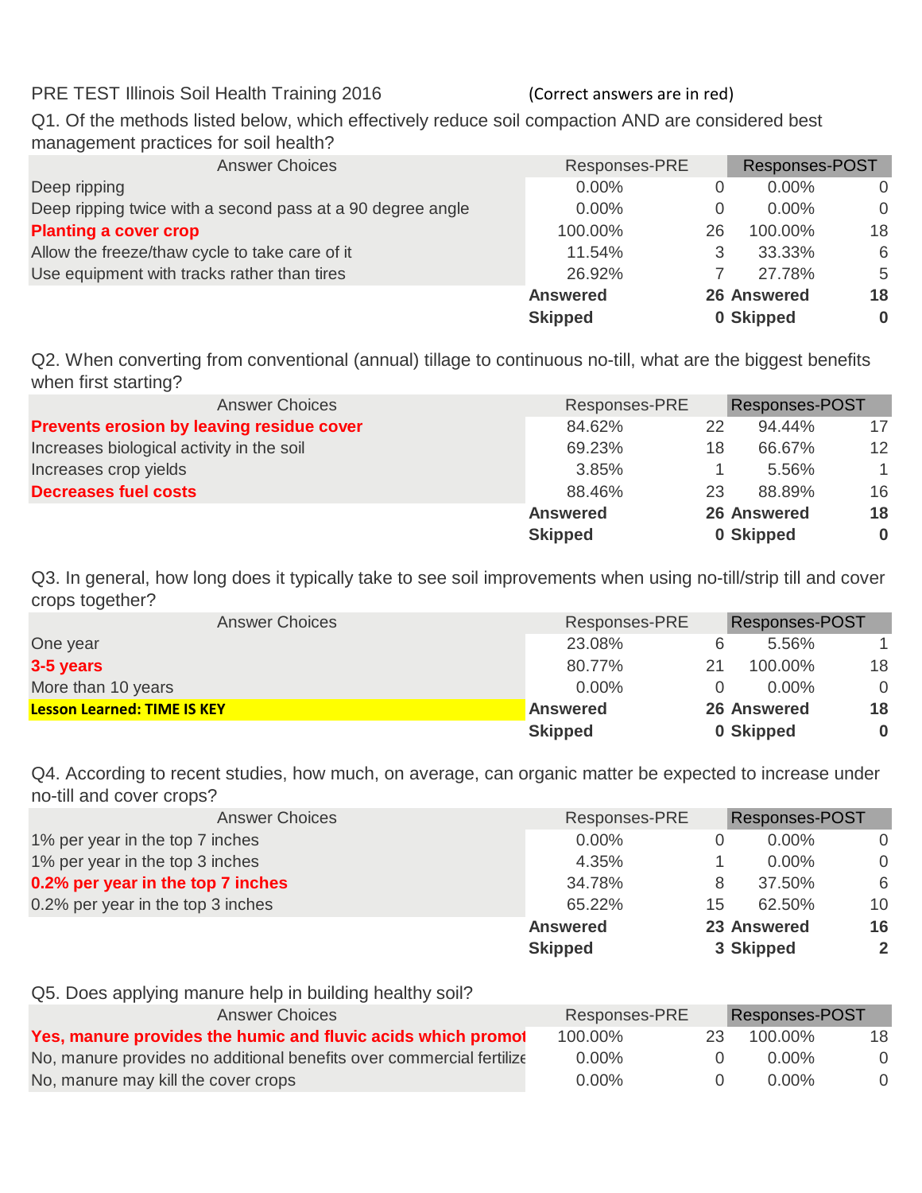PRE TEST Illinois Soil Health Training 2016 (Correct answers are in red)

Q1. Of the methods listed below, which effectively reduce soil compaction AND are considered best management practices for soil health?

| Answer Choices | Responses-PRE | | Responses-POST | |
|---|---|---|---|---|
| Deep ripping | 0.00% | 0 | 0.00% | 0 |
| Deep ripping twice with a second pass at a 90 degree angle | 0.00% | 0 | 0.00% | 0 |
| **Planting a cover crop** | 100.00% | 26 | 100.00% | 18 |
| Allow the freeze/thaw cycle to take care of it | 11.54% | 3 | 33.33% | 6 |
| Use equipment with tracks rather than tires | 26.92% | 7 | 27.78% | 5 |
| | **Answered** | **26** | **Answered** | **18** |
| | **Skipped** | **0** | **Skipped** | **0** |

Q2. When converting from conventional (annual) tillage to continuous no-till, what are the biggest benefits when first starting?

| Answer Choices | Responses-PRE | | Responses-POST | |
|---|---|---|---|---|
| **Prevents erosion by leaving residue cover** | 84.62% | 22 | 94.44% | 17 |
| Increases biological activity in the soil | 69.23% | 18 | 66.67% | 12 |
| Increases crop yields | 3.85% | 1 | 5.56% | 1 |
| **Decreases fuel costs** | 88.46% | 23 | 88.89% | 16 |
| | **Answered** | **26** | **Answered** | **18** |
| | **Skipped** | **0** | **Skipped** | **0** |

Q3. In general, how long does it typically take to see soil improvements when using no-till/strip till and cover crops together?

| Answer Choices | Responses-PRE | | Responses-POST | |
|---|---|---|---|---|
| One year | 23.08% | 6 | 5.56% | 1 |
| **3-5 years** | 80.77% | 21 | 100.00% | 18 |
| More than 10 years | 0.00% | 0 | 0.00% | 0 |
| **Lesson Learned: TIME IS KEY** | **Answered** | **26** | **Answered** | **18** |
| | **Skipped** | **0** | **Skipped** | **0** |

Q4. According to recent studies, how much, on average, can organic matter be expected to increase under no-till and cover crops?

| Answer Choices | Responses-PRE | | Responses-POST | |
|---|---|---|---|---|
| 1% per year in the top 7 inches | 0.00% | 0 | 0.00% | 0 |
| 1% per year in the top 3 inches | 4.35% | 1 | 0.00% | 0 |
| **0.2% per year in the top 7 inches** | 34.78% | 8 | 37.50% | 6 |
| 0.2% per year in the top 3 inches | 65.22% | 15 | 62.50% | 10 |
| | **Answered** | **23** | **Answered** | **16** |
| | **Skipped** | **3** | **Skipped** | **2** |

Q5. Does applying manure help in building healthy soil?

| Answer Choices | Responses-PRE | | Responses-POST | |
|---|---|---|---|---|
| **Yes, manure provides the humic and fluvic acids which promot** | 100.00% | 23 | 100.00% | 18 |
| No, manure provides no additional benefits over commercial fertilize | 0.00% | 0 | 0.00% | 0 |
| No, manure may kill the cover crops | 0.00% | 0 | 0.00% | 0 |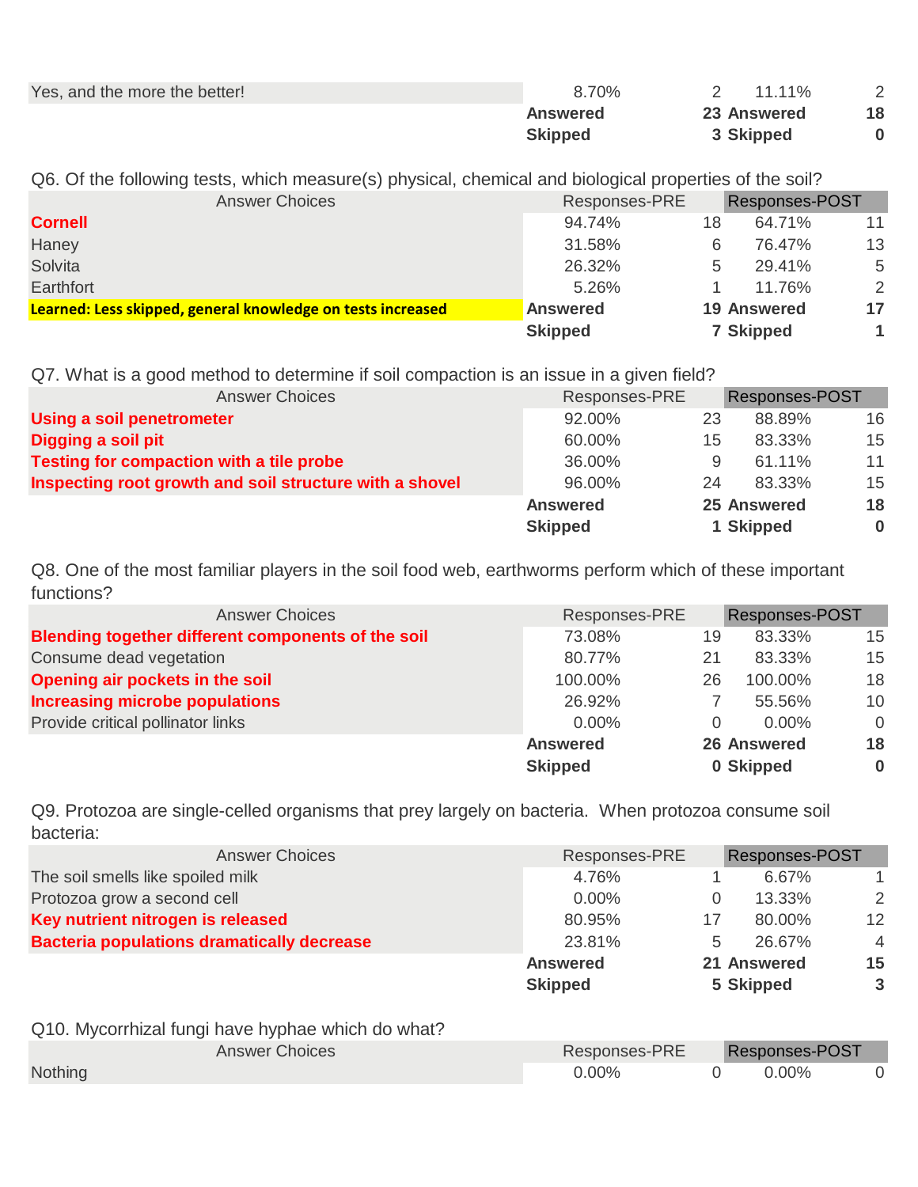| | | | | |
|---|---|---|---|---|
| Yes, and the more the better! | 8.70% | 2 | 11.11% | 2 |
| | **Answered** | **23** | **Answered** | **18** |
| | **Skipped** | **3** | **Skipped** | **0** |

Q6. Of the following tests, which measure(s) physical, chemical and biological properties of the soil?

| Answer Choices | Responses-PRE | | Responses-POST | |
|---|---|---|---|---|
| **Cornell** | 94.74% | 18 | 64.71% | 11 |
| Haney | 31.58% | 6 | 76.47% | 13 |
| Solvita | 26.32% | 5 | 29.41% | 5 |
| Earthfort | 5.26% | 1 | 11.76% | 2 |
| **Learned: Less skipped, general knowledge on tests increased** | **Answered** | **19** | **Answered** | **17** |
| | **Skipped** | **7** | **Skipped** | **1** |

Q7. What is a good method to determine if soil compaction is an issue in a given field?

| Answer Choices | Responses-PRE | | Responses-POST | |
|---|---|---|---|---|
| **Using a soil penetrometer** | 92.00% | 23 | 88.89% | 16 |
| **Digging a soil pit** | 60.00% | 15 | 83.33% | 15 |
| **Testing for compaction with a tile probe** | 36.00% | 9 | 61.11% | 11 |
| **Inspecting root growth and soil structure with a shovel** | 96.00% | 24 | 83.33% | 15 |
| | **Answered** | **25** | **Answered** | **18** |
| | **Skipped** | **1** | **Skipped** | **0** |

Q8. One of the most familiar players in the soil food web, earthworms perform which of these important functions?

| Answer Choices | Responses-PRE | | Responses-POST | |
|---|---|---|---|---|
| **Blending together different components of the soil** | 73.08% | 19 | 83.33% | 15 |
| Consume dead vegetation | 80.77% | 21 | 83.33% | 15 |
| **Opening air pockets in the soil** | 100.00% | 26 | 100.00% | 18 |
| **Increasing microbe populations** | 26.92% | 7 | 55.56% | 10 |
| Provide critical pollinator links | 0.00% | 0 | 0.00% | 0 |
| | **Answered** | **26** | **Answered** | **18** |
| | **Skipped** | **0** | **Skipped** | **0** |

Q9. Protozoa are single-celled organisms that prey largely on bacteria. When protozoa consume soil bacteria:

| Answer Choices | Responses-PRE | | Responses-POST | |
|---|---|---|---|---|
| The soil smells like spoiled milk | 4.76% | 1 | 6.67% | 1 |
| Protozoa grow a second cell | 0.00% | 0 | 13.33% | 2 |
| **Key nutrient nitrogen is released** | 80.95% | 17 | 80.00% | 12 |
| **Bacteria populations dramatically decrease** | 23.81% | 5 | 26.67% | 4 |
| | **Answered** | **21** | **Answered** | **15** |
| | **Skipped** | **5** | **Skipped** | **3** |

Q10. Mycorrhizal fungi have hyphae which do what?

| Answer Choices | Responses-PRE | | Responses-POST | |
|---|---|---|---|---|
| Nothing | 0.00% | 0 | 0.00% | 0 |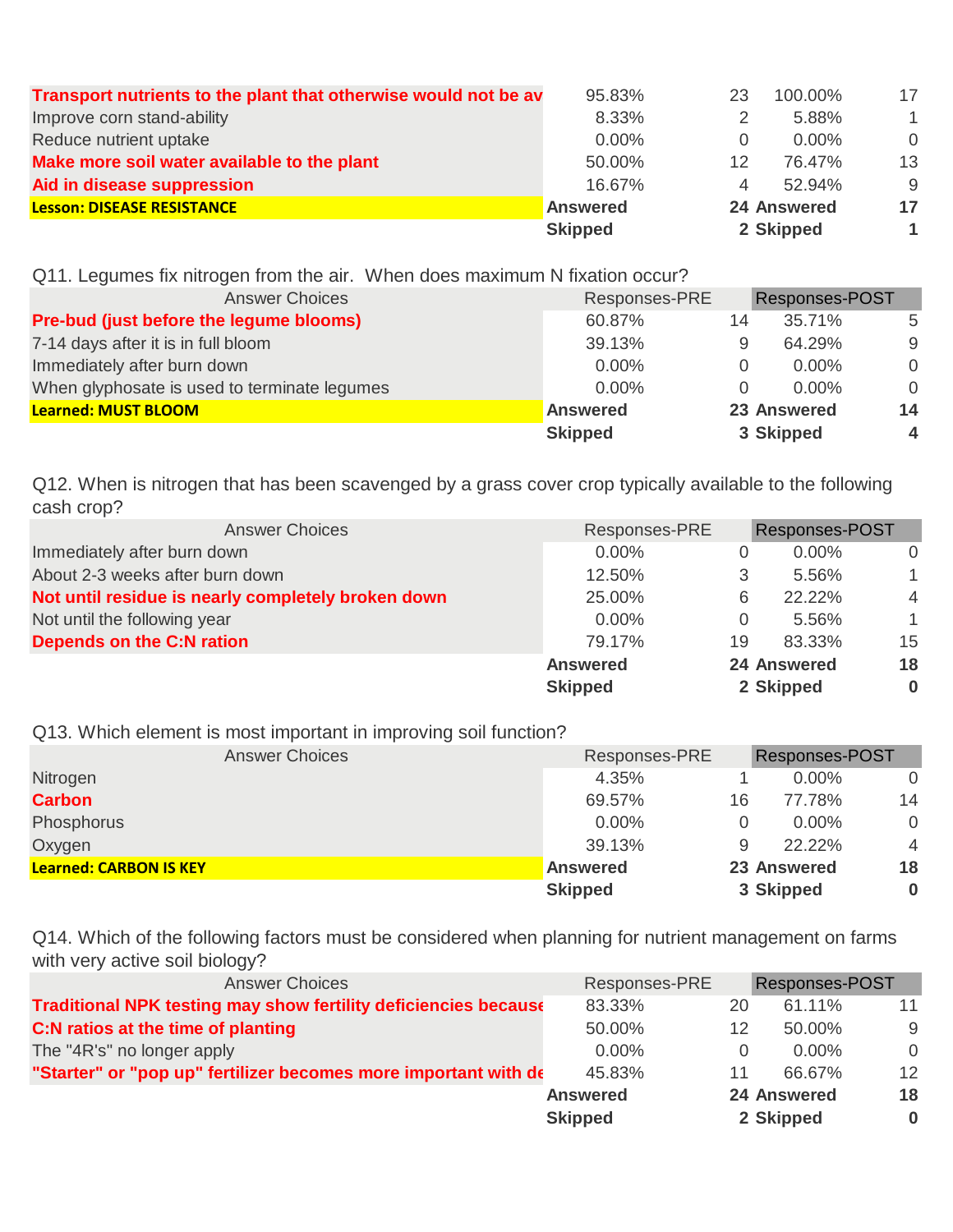| | | | | |
|---|---|---|---|---|
| **Transport nutrients to the plant that otherwise would not be av** | 95.83% | 23 | 100.00% | 17 |
| Improve corn stand-ability | 8.33% | 2 | 5.88% | 1 |
| Reduce nutrient uptake | 0.00% | 0 | 0.00% | 0 |
| **Make more soil water available to the plant** | 50.00% | 12 | 76.47% | 13 |
| **Aid in disease suppression** | 16.67% | 4 | 52.94% | 9 |
| **Lesson: DISEASE RESISTANCE** | **Answered** | **24** | **Answered** | **17** |
| | **Skipped** | **2** | **Skipped** | **1** |

Q11. Legumes fix nitrogen from the air. When does maximum N fixation occur?

| Answer Choices | Responses-PRE | | Responses-POST | |
|---|---|---|---|---|
| **Pre-bud (just before the legume blooms)** | 60.87% | 14 | 35.71% | 5 |
| 7-14 days after it is in full bloom | 39.13% | 9 | 64.29% | 9 |
| Immediately after burn down | 0.00% | 0 | 0.00% | 0 |
| When glyphosate is used to terminate legumes | 0.00% | 0 | 0.00% | 0 |
| **Learned: MUST BLOOM** | **Answered** | **23** | **Answered** | **14** |
| | **Skipped** | **3** | **Skipped** | **4** |

Q12. When is nitrogen that has been scavenged by a grass cover crop typically available to the following cash crop?

| Answer Choices | Responses-PRE | | Responses-POST | |
|---|---|---|---|---|
| Immediately after burn down | 0.00% | 0 | 0.00% | 0 |
| About 2-3 weeks after burn down | 12.50% | 3 | 5.56% | 1 |
| **Not until residue is nearly completely broken down** | 25.00% | 6 | 22.22% | 4 |
| Not until the following year | 0.00% | 0 | 5.56% | 1 |
| **Depends on the C:N ration** | 79.17% | 19 | 83.33% | 15 |
| | **Answered** | **24** | **Answered** | **18** |
| | **Skipped** | **2** | **Skipped** | **0** |

Q13. Which element is most important in improving soil function?

| Answer Choices | Responses-PRE | | Responses-POST | |
|---|---|---|---|---|
| Nitrogen | 4.35% | 1 | 0.00% | 0 |
| **Carbon** | 69.57% | 16 | 77.78% | 14 |
| Phosphorus | 0.00% | 0 | 0.00% | 0 |
| Oxygen | 39.13% | 9 | 22.22% | 4 |
| **Learned: CARBON IS KEY** | **Answered** | **23** | **Answered** | **18** |
| | **Skipped** | **3** | **Skipped** | **0** |

Q14. Which of the following factors must be considered when planning for nutrient management on farms with very active soil biology?

| Answer Choices | Responses-PRE | | Responses-POST | |
|---|---|---|---|---|
| **Traditional NPK testing may show fertility deficiencies because** | 83.33% | 20 | 61.11% | 11 |
| **C:N ratios at the time of planting** | 50.00% | 12 | 50.00% | 9 |
| The "4R's" no longer apply | 0.00% | 0 | 0.00% | 0 |
| **"Starter" or "pop up" fertilizer becomes more important with de** | 45.83% | 11 | 66.67% | 12 |
| | **Answered** | **24** | **Answered** | **18** |
| | **Skipped** | **2** | **Skipped** | **0** |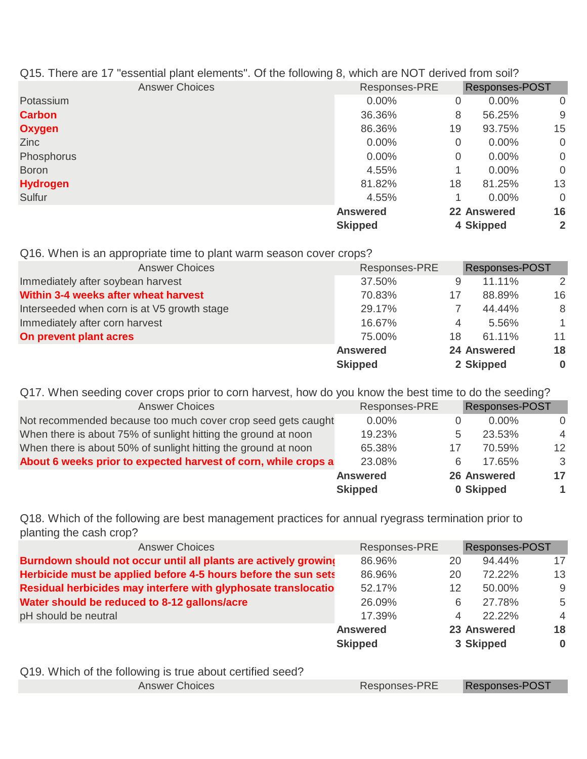Q15. There are 17 "essential plant elements". Of the following 8, which are NOT derived from soil?

| Answer Choices | Responses-PRE | | Responses-POST | |
|---|---|---|---|---|
| Potassium | 0.00% | 0 | 0.00% | 0 |
| **Carbon** | 36.36% | 8 | 56.25% | 9 |
| **Oxygen** | 86.36% | 19 | 93.75% | 15 |
| Zinc | 0.00% | 0 | 0.00% | 0 |
| Phosphorus | 0.00% | 0 | 0.00% | 0 |
| Boron | 4.55% | 1 | 0.00% | 0 |
| **Hydrogen** | 81.82% | 18 | 81.25% | 13 |
| Sulfur | 4.55% | 1 | 0.00% | 0 |
| | **Answered** | **22** | **Answered** | **16** |
| | **Skipped** | **4** | **Skipped** | **2** |

Q16. When is an appropriate time to plant warm season cover crops?

| Answer Choices | Responses-PRE | | Responses-POST | |
|---|---|---|---|---|
| Immediately after soybean harvest | 37.50% | 9 | 11.11% | 2 |
| **Within 3-4 weeks after wheat harvest** | 70.83% | 17 | 88.89% | 16 |
| Interseeded when corn is at V5 growth stage | 29.17% | 7 | 44.44% | 8 |
| Immediately after corn harvest | 16.67% | 4 | 5.56% | 1 |
| **On prevent plant acres** | 75.00% | 18 | 61.11% | 11 |
| | **Answered** | **24** | **Answered** | **18** |
| | **Skipped** | **2** | **Skipped** | **0** |

Q17. When seeding cover crops prior to corn harvest, how do you know the best time to do the seeding?

| Answer Choices | Responses-PRE | | Responses-POST | |
|---|---|---|---|---|
| Not recommended because too much cover crop seed gets caught | 0.00% | 0 | 0.00% | 0 |
| When there is about 75% of sunlight hitting the ground at noon | 19.23% | 5 | 23.53% | 4 |
| When there is about 50% of sunlight hitting the ground at noon | 65.38% | 17 | 70.59% | 12 |
| **About 6 weeks prior to expected harvest of corn, while crops a** | 23.08% | 6 | 17.65% | 3 |
| | **Answered** | **26** | **Answered** | **17** |
| | **Skipped** | **0** | **Skipped** | **1** |

Q18. Which of the following are best management practices for annual ryegrass termination prior to planting the cash crop?

| Answer Choices | Responses-PRE | | Responses-POST | |
|---|---|---|---|---|
| **Burndown should not occur until all plants are actively growin** | 86.96% | 20 | 94.44% | 17 |
| **Herbicide must be applied before 4-5 hours before the sun sets** | 86.96% | 20 | 72.22% | 13 |
| **Residual herbicides may interfere with glyphosate translocatio** | 52.17% | 12 | 50.00% | 9 |
| **Water should be reduced to 8-12 gallons/acre** | 26.09% | 6 | 27.78% | 5 |
| pH should be neutral | 17.39% | 4 | 22.22% | 4 |
| | **Answered** | **23** | **Answered** | **18** |
| | **Skipped** | **3** | **Skipped** | **0** |

Q19. Which of the following is true about certified seed?

| Answer Choices | Responses-PRE | | Responses-POST | |
|---|---|---|---|---|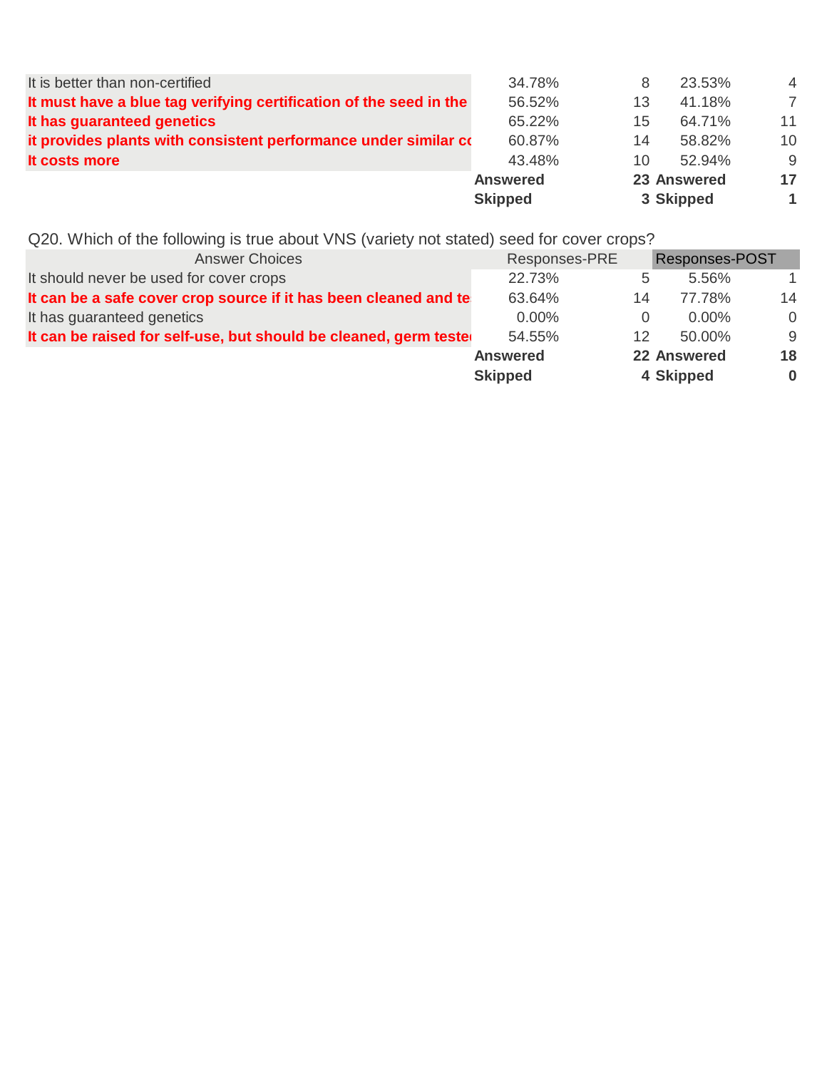| | | | | |
|---|---|---|---|---|
| It is better than non-certified | 34.78% | 8 | 23.53% | 4 |
| **It must have a blue tag verifying certification of the seed in the** | 56.52% | 13 | 41.18% | 7 |
| **It has guaranteed genetics** | 65.22% | 15 | 64.71% | 11 |
| **it provides plants with consistent performance under similar co** | 60.87% | 14 | 58.82% | 10 |
| **It costs more** | 43.48% | 10 | 52.94% | 9 |
| | **Answered** | **23** | **Answered** | **17** |
| | **Skipped** | **3** | **Skipped** | **1** |

Q20. Which of the following is true about VNS (variety not stated) seed for cover crops?

| Answer Choices | Responses-PRE | | Responses-POST | |
|---|---|---|---|---|
| It should never be used for cover crops | 22.73% | 5 | 5.56% | 1 |
| **It can be a safe cover crop source if it has been cleaned and te** | 63.64% | 14 | 77.78% | 14 |
| It has guaranteed genetics | 0.00% | 0 | 0.00% | 0 |
| **It can be raised for self-use, but should be cleaned, germ tested** | 54.55% | 12 | 50.00% | 9 |
| | **Answered** | **22** | **Answered** | **18** |
| | **Skipped** | **4** | **Skipped** | **0** |